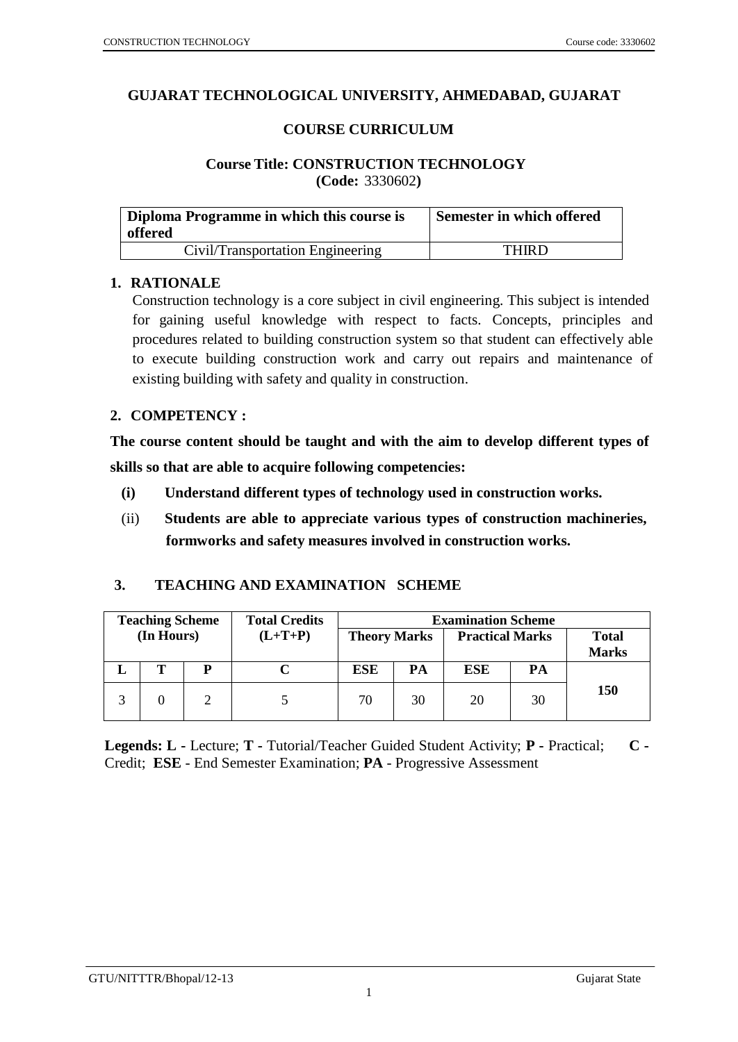# GUJARAT TECHNOLOGICAL UNIVERSITY, AHMEDABAD, GUJARAT

## COURSE CURRICULUM

### Course Title: CONSTRUCTION TECHNOLOGY
### (Code: 3330602)

| Diploma Programme in which this course is offered | Semester in which offered |
|---|---|
| Civil/Transportation Engineering | THIRD |

## 1. RATIONALE

Construction technology is a core subject in civil engineering. This subject is intended for gaining useful knowledge with respect to facts. Concepts, principles and procedures related to building construction system so that student can effectively able to execute building construction work and carry out repairs and maintenance of existing building with safety and quality in construction.

## 2. COMPETENCY :

**The course content should be taught and with the aim to develop different types of skills so that are able to acquire following competencies:**

**(i)** **Understand different types of technology used in construction works.**

(ii) **Students are able to appreciate various types of construction machineries, formworks and safety measures involved in construction works.**

## 3. TEACHING AND EXAMINATION SCHEME

| Teaching Scheme (In Hours) | | | Total Credits (L+T+P) | Examination Scheme | | | | |
|---|---|---|---|---|---|---|---|---|
| | | | | Theory Marks | | Practical Marks | | Total Marks |
| L | T | P | C | ESE | PA | ESE | PA | |
| 3 | 0 | 2 | 5 | 70 | 30 | 20 | 30 | 150 |

**Legends: L -** Lecture; **T -** Tutorial/Teacher Guided Student Activity; **P -** Practical; **C -** Credit; **ESE** - End Semester Examination; **PA** - Progressive Assessment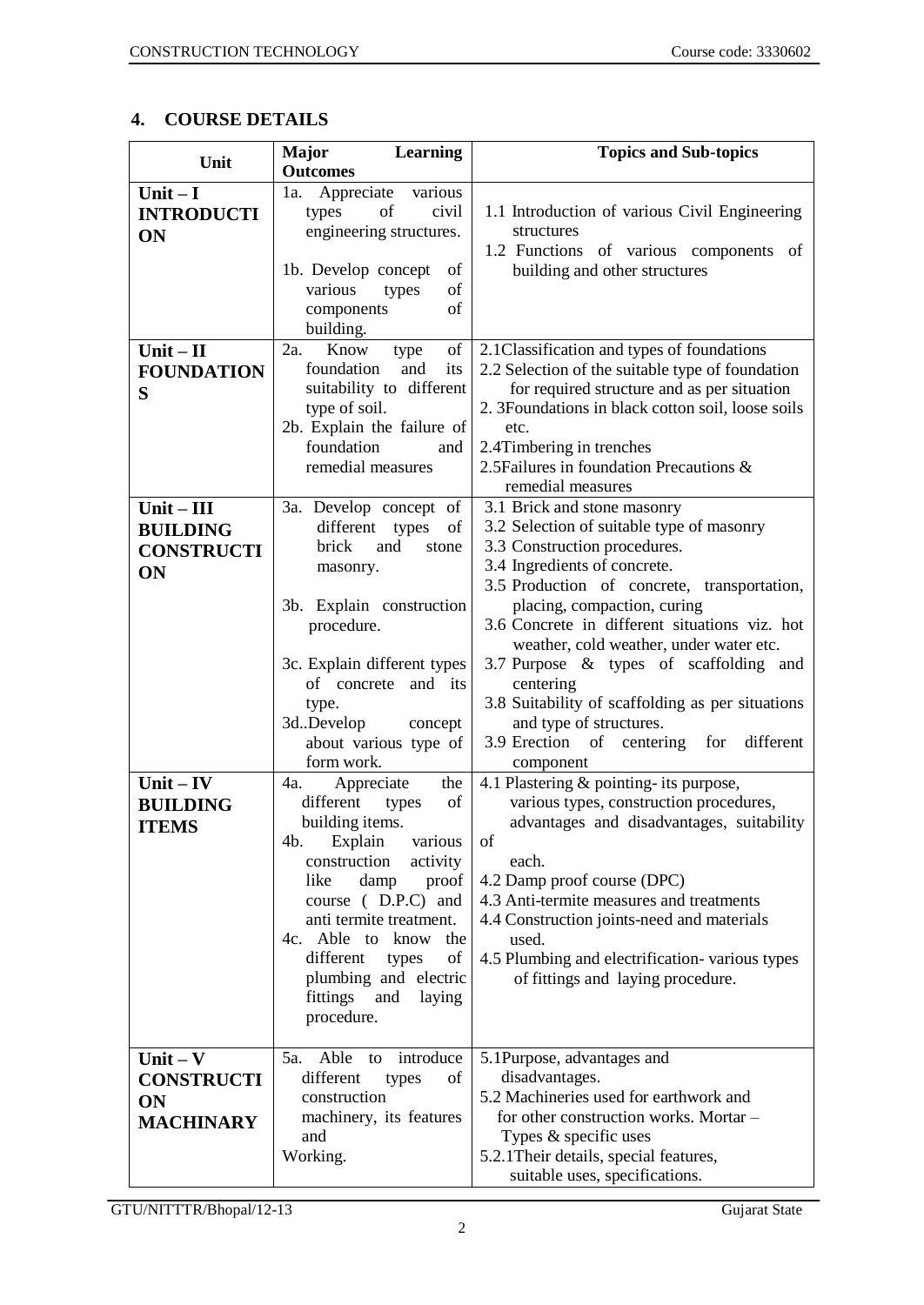## 4. COURSE DETAILS

| Unit | Major Learning Outcomes | Topics and Sub-topics |
|---|---|---|
| **Unit – I INTRODUCTION** | 1a. Appreciate various types of civil engineering structures.<br><br>1b. Develop concept of various types of components of building. | 1.1 Introduction of various Civil Engineering structures<br>1.2 Functions of various components of building and other structures |
| **Unit – II FOUNDATIONS** | 2a. Know type of foundation and its suitability to different type of soil.<br>2b. Explain the failure of foundation and remedial measures | 2.1Classification and types of foundations<br>2.2 Selection of the suitable type of foundation for required structure and as per situation<br>2. 3Foundations in black cotton soil, loose soils etc.<br>2.4Timbering in trenches<br>2.5Failures in foundation Precautions & remedial measures |
| **Unit – III BUILDING CONSTRUCTION** | 3a. Develop concept of different types of brick and stone masonry.<br><br>3b. Explain construction procedure.<br><br>3c. Explain different types of concrete and its type.<br>3d..Develop concept about various type of form work. | 3.1 Brick and stone masonry<br>3.2 Selection of suitable type of masonry<br>3.3 Construction procedures.<br>3.4 Ingredients of concrete.<br>3.5 Production of concrete, transportation, placing, compaction, curing<br>3.6 Concrete in different situations viz. hot weather, cold weather, under water etc.<br>3.7 Purpose & types of scaffolding and centering<br>3.8 Suitability of scaffolding as per situations and type of structures.<br>3.9 Erection of centering for different component |
| **Unit – IV BUILDING ITEMS** | 4a. Appreciate the different types of building items.<br>4b. Explain various construction activity like damp proof course ( D.P.C) and anti termite treatment.<br>4c. Able to know the different types of plumbing and electric fittings and laying procedure. | 4.1 Plastering & pointing- its purpose, various types, construction procedures, advantages and disadvantages, suitability of each.<br>4.2 Damp proof course (DPC)<br>4.3 Anti-termite measures and treatments<br>4.4 Construction joints-need and materials used.<br>4.5 Plumbing and electrification- various types of fittings and laying procedure. |
| **Unit – V CONSTRUCTION MACHINARY** | 5a. Able to introduce different types of construction machinery, its features and Working. | 5.1Purpose, advantages and disadvantages.<br>5.2 Machineries used for earthwork and for other construction works. Mortar – Types & specific uses<br>5.2.1Their details, special features, suitable uses, specifications. |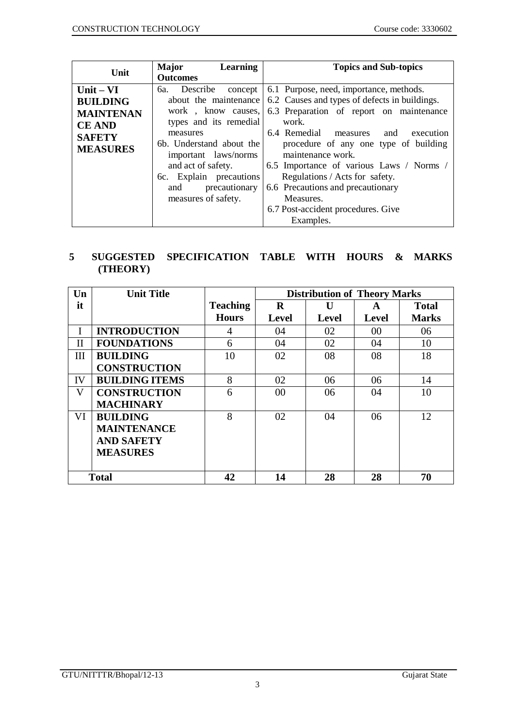| Unit | Major Learning Outcomes | Topics and Sub-topics |
|---|---|---|
| **Unit – VI BUILDING MAINTENANCE AND SAFETY MEASURES** | 6a. Describe concept about the maintenance work , know causes, types and its remedial measures<br>6b. Understand about the important laws/norms and act of safety.<br>6c. Explain precautions and precautionary measures of safety. | 6.1 Purpose, need, importance, methods.<br>6.2 Causes and types of defects in buildings.<br>6.3 Preparation of report on maintenance work.<br>6.4 Remedial measures and execution procedure of any one type of building maintenance work.<br>6.5 Importance of various Laws / Norms / Regulations / Acts for safety.<br>6.6 Precautions and precautionary Measures.<br>6.7 Post-accident procedures. Give Examples. |

## 5 SUGGESTED SPECIFICATION TABLE WITH HOURS & MARKS (THEORY)

| Unit | Unit Title | Teaching Hours | Distribution of Theory Marks | | | |
|---|---|---|---|---|---|---|
| | | | **R Level** | **U Level** | **A Level** | **Total Marks** |
| I | **INTRODUCTION** | 4 | 04 | 02 | 00 | 06 |
| II | **FOUNDATIONS** | 6 | 04 | 02 | 04 | 10 |
| III | **BUILDING CONSTRUCTION** | 10 | 02 | 08 | 08 | 18 |
| IV | **BUILDING ITEMS** | 8 | 02 | 06 | 06 | 14 |
| V | **CONSTRUCTION MACHINARY** | 6 | 00 | 06 | 04 | 10 |
| VI | **BUILDING MAINTENANCE AND SAFETY MEASURES** | 8 | 02 | 04 | 06 | 12 |
| **Total** | | **42** | **14** | **28** | **28** | **70** |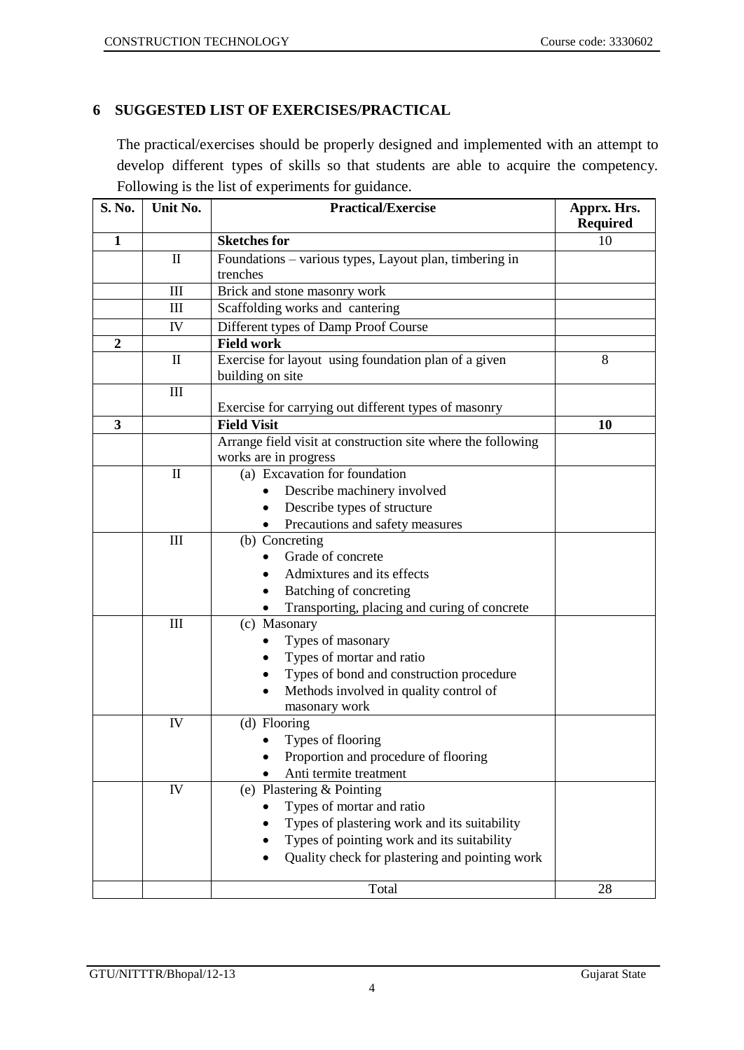## 6 SUGGESTED LIST OF EXERCISES/PRACTICAL

The practical/exercises should be properly designed and implemented with an attempt to develop different types of skills so that students are able to acquire the competency. Following is the list of experiments for guidance.

| S. No. | Unit No. | Practical/Exercise | Apprx. Hrs. Required |
|---|---|---|---|
| **1** | | **Sketches for** | 10 |
| | II | Foundations – various types, Layout plan, timbering in trenches | |
| | III | Brick and stone masonry work | |
| | III | Scaffolding works and cantering | |
| | IV | Different types of Damp Proof Course | |
| **2** | | **Field work** | |
| | II | Exercise for layout using foundation plan of a given building on site | 8 |
| | III | Exercise for carrying out different types of masonry | |
| **3** | | **Field Visit** | **10** |
| | | Arrange field visit at construction site where the following works are in progress | |
| | II | (a) Excavation for foundation<br>• Describe machinery involved<br>• Describe types of structure<br>• Precautions and safety measures | |
| | III | (b) Concreting<br>• Grade of concrete<br>• Admixtures and its effects<br>• Batching of concreting<br>• Transporting, placing and curing of concrete | |
| | III | (c) Masonary<br>• Types of masonary<br>• Types of mortar and ratio<br>• Types of bond and construction procedure<br>• Methods involved in quality control of masonary work | |
| | IV | (d) Flooring<br>• Types of flooring<br>• Proportion and procedure of flooring<br>• Anti termite treatment | |
| | IV | (e) Plastering & Pointing<br>• Types of mortar and ratio<br>• Types of plastering work and its suitability<br>• Types of pointing work and its suitability<br>• Quality check for plastering and pointing work | |
| | | Total | 28 |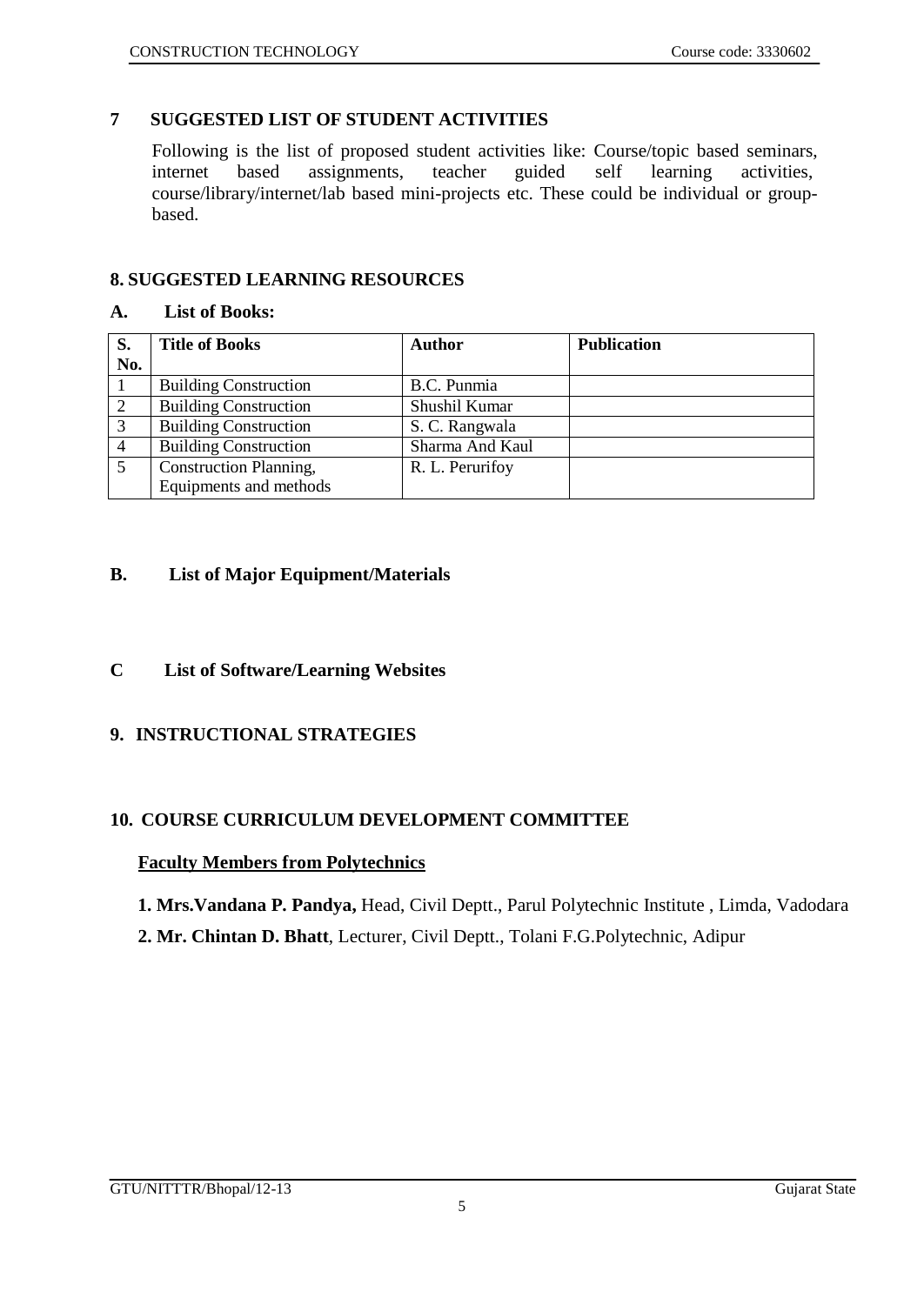## 7 SUGGESTED LIST OF STUDENT ACTIVITIES

Following is the list of proposed student activities like: Course/topic based seminars, internet based assignments, teacher guided self learning activities, course/library/internet/lab based mini-projects etc. These could be individual or group-based.

## 8. SUGGESTED LEARNING RESOURCES

### A. List of Books:

| S. No. | Title of Books | Author | Publication |
|---|---|---|---|
| 1 | Building Construction | B.C. Punmia | |
| 2 | Building Construction | Shushil Kumar | |
| 3 | Building Construction | S. C. Rangwala | |
| 4 | Building Construction | Sharma And Kaul | |
| 5 | Construction Planning, Equipments and methods | R. L. Perurifoy | |

### B. List of Major Equipment/Materials

### C List of Software/Learning Websites

## 9. INSTRUCTIONAL STRATEGIES

## 10. COURSE CURRICULUM DEVELOPMENT COMMITTEE

**Faculty Members from Polytechnics**

1. **Mrs.Vandana P. Pandya,** Head, Civil Deptt., Parul Polytechnic Institute , Limda, Vadodara
2. **Mr. Chintan D. Bhatt**, Lecturer, Civil Deptt., Tolani F.G.Polytechnic, Adipur